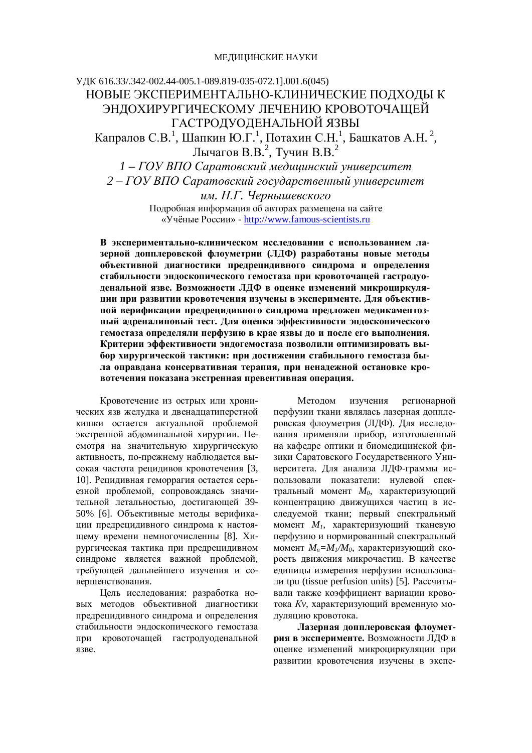МЕДИЦИНСКИЕ НАУКИ

УДК 616.33/.342-002.44-005.1-089.819-035-072.1].001.6(045)

# НОВЫЕ ЭКСПЕРИМЕНТАЛЬНО-КЛИНИЧЕСКИЕ ПОДХОДЫ К ЭНДОХИРУРГИЧЕСКОМУ ЛЕЧЕНИЮ КРОВОТОЧАЩЕЙ ГАСТРОДУОДЕНАЛЬНОЙ ЯЗВЫ

Капралов С.В.[1], Шапкин Ю.Г.[1], Потахин С.Н.[1], Башкатов А.Н. [2], Лычагов В.В.[2], Тучин В.В.[2]

*1 – ГОУ ВПО Саратовский медицинский университет*

*2 – ГОУ ВПО Саратовский государственный университет им. Н.Г. Чернышевского*

Подробная информация об авторах размещена на сайте «Учёные России» - http://www.famous-scientists.ru

**В экспериментально-клиническом исследовании с использованием лазерной допплеровской флоуметрии (ЛДФ) разработаны новые методы объективной диагностики предрецидивного синдрома и определения стабильности эндоскопического гемостаза при кровоточащей гастродуоденальной язве. Возможности ЛДФ в оценке изменений микроциркуляции при развитии кровотечения изучены в эксперименте. Для объективной верификации предрецидивного синдрома предложен медикаментозный адреналиновый тест. Для оценки эффективности эндоскопического гемостаза определяли перфузию в крае язвы до и после его выполнения. Критерии эффективности эндогемостаза позволили оптимизировать выбор хирургической тактики: при достижении стабильного гемостаза была оправдана консервативная терапия, при ненадежной остановке кровотечения показана экстренная превентивная операция.**

Кровотечение из острых или хронических язв желудка и двенадцатиперстной кишки остается актуальной проблемой экстренной абдоминальной хирургии. Несмотря на значительную хирургическую активность, по-прежнему наблюдается высокая частота рецидивов кровотечения [3, 10]. Рецидивная геморрагия остается серьезной проблемой, сопровождаясь значительной летальностью, достигающей 39-50% [6]. Объективные методы верификации предрецидивного синдрома к настоящему времени немногочисленны [8]. Хирургическая тактика при предрецидивном синдроме является важной проблемой, требующей дальнейшего изучения и совершенствования.

Цель исследования: разработка новых методов объективной диагностики предрецидивного синдрома и определения стабильности эндоскопического гемостаза при кровоточащей гастродуоденальной язве.

Методом изучения регионарной перфузии ткани являлась лазерная допплеровская флоуметрия (ЛДФ). Для исследования применяли прибор, изготовленный на кафедре оптики и биомедицинской физики Саратовского Государственного Университета. Для анализа ЛДФ-граммы использовали показатели: нулевой спектральный момент $M_0$, характеризующий концентрацию движущихся частиц в исследуемой ткани; первый спектральный момент $M_1$, характеризующий тканевую перфузию и нормированный спектральный момент $M_n=M_1/M_0$, характеризующий скорость движения микрочастиц. В качестве единицы измерения перфузии использовали tpu (tissue perfusion units) [5]. Рассчитывали также коэффициент вариации кровотока $Kv$, характеризующий временную модуляцию кровотока.

**Лазерная допплеровская флоуметрия в эксперименте.** Возможности ЛДФ в оценке изменений микроциркуляции при развитии кровотечения изучены в экспе-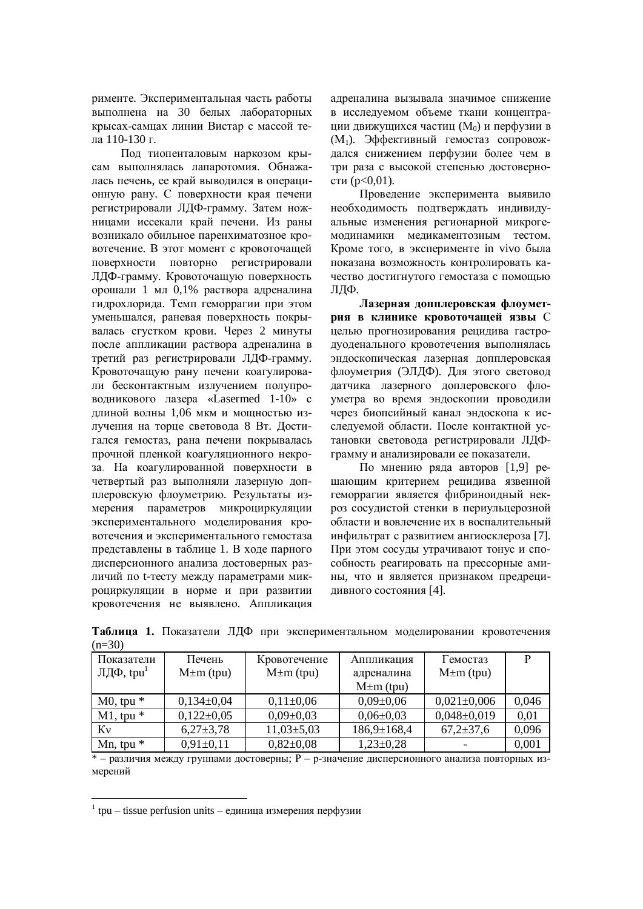рименте. Экспериментальная часть работы выполнена на 30 белых лабораторных крысах-самцах линии Вистар с массой тела 110-130 г.

Под тиопенталовым наркозом крысам выполнялась лапаротомия. Обнажалась печень, ее край выводился в операционную рану. С поверхности края печени регистрировали ЛДФ-грамму. Затем ножницами иссекали край печени. Из раны возникало обильное паренхиматозное кровотечение. В этот момент с кровоточащей поверхности повторно регистрировали ЛДФ-грамму. Кровоточащую поверхность орошали 1 мл 0,1% раствора адреналина гидрохлорида. Темп геморрагии при этом уменьшался, раневая поверхность покрывалась сгустком крови. Через 2 минуты после аппликации раствора адреналина в третий раз регистрировали ЛДФ-грамму. Кровоточащую рану печени коагулировали бесконтактным излучением полупроводникового лазера «Lasermed 1-10» с длиной волны 1,06 мкм и мощностью излучения на торце световода 8 Вт. Достигался гемостаз, рана печени покрывалась прочной пленкой коагуляционного некроза. На коагулированной поверхности в четвертый раз выполняли лазерную допплеровскую флоуметрию. Результаты измерения параметров микроциркуляции экспериментального моделирования кровотечения и экспериментального гемостаза представлены в таблице 1. В ходе парного дисперсионного анализа достоверных различий по t-тесту между параметрами микроциркуляции в норме и при развитии кровотечения не выявлено. Аппликация адреналина вызывала значимое снижение в исследуемом объеме ткани концентрации движущихся частиц ($M_0$) и перфузии в ($M_1$). Эффективный гемостаз сопровождался снижением перфузии более чем в три раза с высокой степенью достоверности ($p<0,01$).

Проведение эксперимента выявило необходимость подтверждать индивидуальные изменения регионарной микрогемодинамики медикаментозным тестом. Кроме того, в эксперименте in vivo была показана возможность контролировать качество достигнутого гемостаза с помощью ЛДФ.

**Лазерная допплеровская флоуметрия в клинике кровоточащей язвы** С целью прогнозирования рецидива гастродуоденального кровотечения выполнялась эндоскопическая лазерная допплеровская флоуметрия (ЭЛДФ). Для этого световод датчика лазерного доплеровского флоуметра во время эндоскопии проводили через биопсийный канал эндоскопа к исследуемой области. После контактной установки световода регистрировали ЛДФ-грамму и анализировали ее показатели.

По мнению ряда авторов [1,9] решающим критерием рецидива язвенной геморрагии является фибриноидный некроз сосудистой стенки в периульцерозной области и вовлечение их в воспалительный инфильтрат с развитием ангиосклероза [7]. При этом сосуды утрачивают тонус и способность реагировать на прессорные амины, что и является признаком предрецидивного состояния [4].

**Таблица 1.** Показатели ЛДФ при экспериментальном моделировании кровотечения (n=30)

| Показатели ЛДФ, tpu[1] | Печень M±m (tpu) | Кровотечение M±m (tpu) | Аппликация адреналина M±m (tpu) | Гемостаз M±m (tpu) | P |
|---|---|---|---|---|---|
| M0, tpu * | 0,134±0,04 | 0,11±0,06 | 0,09±0,06 | 0,021±0,006 | 0,046 |
| M1, tpu * | 0,122±0,05 | 0,09±0,03 | 0,06±0,03 | 0,048±0,019 | 0,01 |
| Kv | 6,27±3,78 | 11,03±5,03 | 186,9±168,4 | 67,2±37,6 | 0,096 |
| Mn, tpu * | 0,91±0,11 | 0,82±0,08 | 1,23±0,28 | - | 0,001 |

* – различия между группами достоверны; P – p-значение дисперсионного анализа повторных измерений

[1] tpu – tissue perfusion units – единица измерения перфузии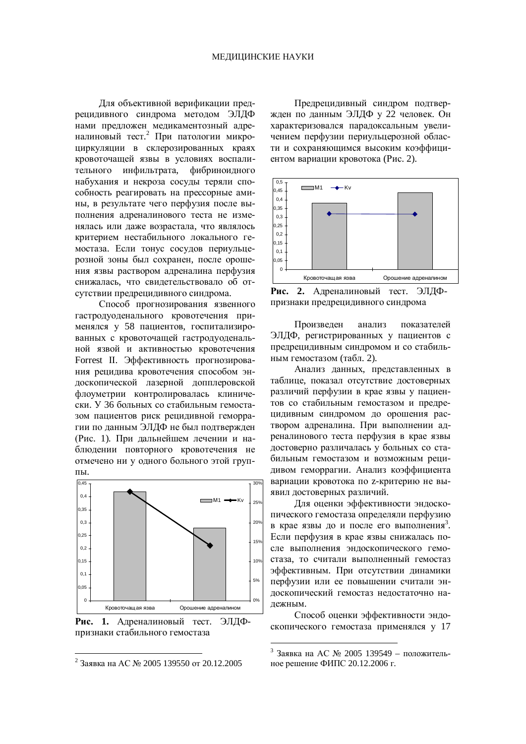Для объективной верификации предрецидивного синдрома методом ЭЛДФ нами предложен медикаментозный адреналиновый тест.[2] При патологии микроциркуляции в склерозированных краях кровоточащей язвы в условиях воспалительного инфильтрата, фибриноидного набухания и некроза сосуды теряли способность реагировать на прессорные амины, в результате чего перфузия после выполнения адреналинового теста не изменялась или даже возрастала, что являлось критерием нестабильного локального гемостаза. Если тонус сосудов периульцерозной зоны был сохранен, после орошения язвы раствором адреналина перфузия снижалась, что свидетельствовало об отсутствии предрецидивного синдрома.

Способ прогнозирования язвенного гастродуоденального кровотечения применялся у 58 пациентов, госпитализированных с кровоточащей гастродуоденальной язвой и активностью кровотечения Forrest II. Эффективность прогнозирования рецидива кровотечения способом эндоскопической лазерной допплеровской флоуметрии контролировалась клинически. У 36 больных со стабильным гемостазом пациентов риск рецидивной геморрагии по данным ЭЛДФ не был подтвержден (Рис. 1). При дальнейшем лечении и наблюдении повторного кровотечения не отмечено ни у одного больного этой группы.

**Рис. 1.** Адреналиновый тест. ЭЛДФ-признаки стабильного гемостаза

Предрецидивный синдром подтвержден по данным ЭЛДФ у 22 человек. Он характеризовался парадоксальным увеличением перфузии периульцерозной области и сохраняющимся высоким коэффициентом вариации кровотока (Рис. 2).

**Рис. 2.** Адреналиновый тест. ЭЛДФ-признаки предрецидивного синдрома

Произведен анализ показателей ЭЛДФ, регистрированных у пациентов с предрецидивным синдромом и со стабильным гемостазом (табл. 2).

Анализ данных, представленных в таблице, показал отсутствие достоверных различий перфузии в крае язвы у пациентов со стабильным гемостазом и предрецидивным синдромом до орошения раствором адреналина. При выполнении адреналинового теста перфузия в крае язвы достоверно различалась у больных со стабильным гемостазом и возможным рецидивом геморрагии. Анализ коэффициента вариации кровотока по z-критерию не выявил достоверных различий.

Для оценки эффективности эндоскопического гемостаза определяли перфузию в крае язвы до и после его выполнения[3]. Если перфузия в крае язвы снижалась после выполнения эндоскопического гемостаза, то считали выполненный гемостаз эффективным. При отсутствии динамики перфузии или ее повышении считали эндоскопический гемостаз недостаточно надежным.

Способ оценки эффективности эндоскопического гемостаза применялся у 17

---

[2] Заявка на АС № 2005 139550 от 20.12.2005

[3] Заявка на АС № 2005 139549 – положительное решение ФИПС 20.12.2006 г.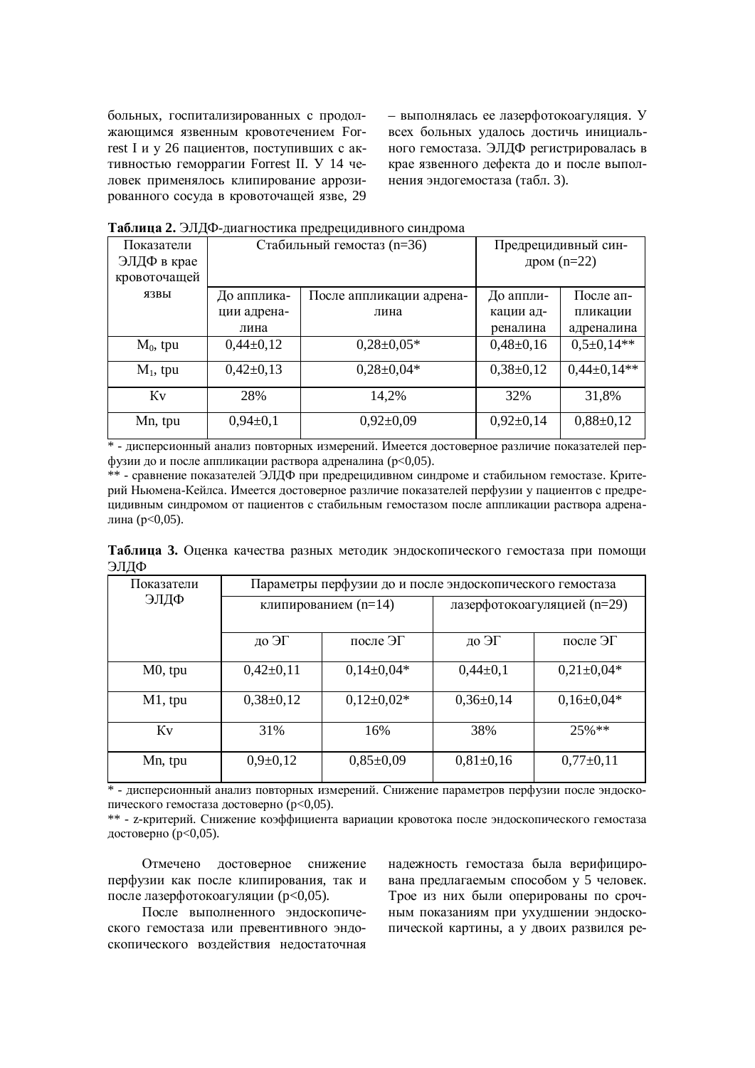больных, госпитализированных с продолжающимся язвенным кровотечением Forrest I и у 26 пациентов, поступивших с активностью геморрагии Forrest II. У 14 человек применялось клипирование аррозированного сосуда в кровоточащей язве, 29 – выполнялась ее лазерфотокоагуляция. У всех больных удалось достичь инициального гемостаза. ЭЛДФ регистрировалась в крае язвенного дефекта до и после выполнения эндогемостаза (табл. 3).

**Таблица 2.** ЭЛДФ-диагностика предрецидивного синдрома

| Показатели ЭЛДФ в крае кровоточащей язвы | Стабильный гемостаз (n=36) | | Предрецидивный синдром (n=22) | |
|---|---|---|---|---|
| | До аппликации адреналина | После аппликации адреналина | До аппликации адреналина | После аппликации адреналина |
| $M_0$, tpu | 0,44±0,12 | 0,28±0,05* | 0,48±0,16 | 0,5±0,14** |
| $M_1$, tpu | 0,42±0,13 | 0,28±0,04* | 0,38±0,12 | 0,44±0,14** |
| Kv | 28% | 14,2% | 32% | 31,8% |
| Mn, tpu | 0,94±0,1 | 0,92±0,09 | 0,92±0,14 | 0,88±0,12 |

\* - дисперсионный анализ повторных измерений. Имеется достоверное различие показателей перфузии до и после аппликации раствора адреналина ($p<0{,}05$).

\** - сравнение показателей ЭЛДФ при предрецидивном синдроме и стабильном гемостазе. Критерий Ньюмена-Кейлса. Имеется достоверное различие показателей перфузии у пациентов с предрецидивным синдромом от пациентов с стабильным гемостазом после аппликации раствора адреналина ($p<0{,}05$).

**Таблица 3.** Оценка качества разных методик эндоскопического гемостаза при помощи ЭЛДФ

| Показатели ЭЛДФ | Параметры перфузии до и после эндоскопического гемостаза | | | |
|---|---|---|---|---|
| | клипированием (n=14) | | лазерфотокоагуляцией (n=29) | |
| | до ЭГ | после ЭГ | до ЭГ | после ЭГ |
| M0, tpu | 0,42±0,11 | 0,14±0,04* | 0,44±0,1 | 0,21±0,04* |
| M1, tpu | 0,38±0,12 | 0,12±0,02* | 0,36±0,14 | 0,16±0,04* |
| Kv | 31% | 16% | 38% | 25%** |
| Mn, tpu | 0,9±0,12 | 0,85±0,09 | 0,81±0,16 | 0,77±0,11 |

\* - дисперсионный анализ повторных измерений. Снижение параметров перфузии после эндоскопического гемостаза достоверно ($p<0{,}05$).

\** - z-критерий. Снижение коэффициента вариации кровотока после эндоскопического гемостаза достоверно ($p<0{,}05$).

Отмечено достоверное снижение перфузии как после клипирования, так и после лазерфотокоагуляции ($p<0{,}05$).

После выполненного эндоскопического гемостаза или превентивного эндоскопического воздействия недостаточная надежность гемостаза была верифицирована предлагаемым способом у 5 человек. Трое из них были оперированы по срочным показаниям при ухудшении эндоскопической картины, а у двоих развился ре-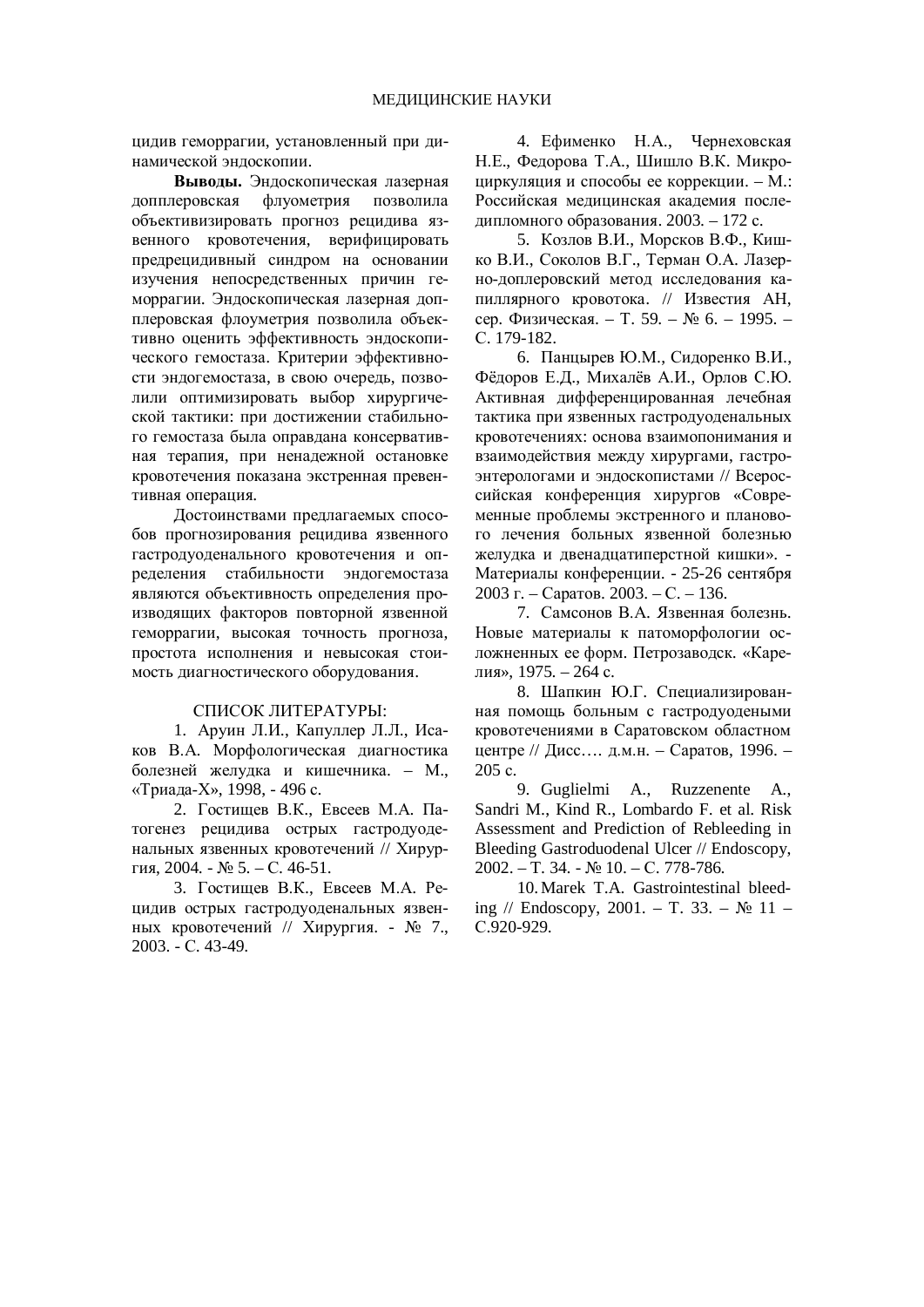цидив геморрагии, установленный при динамической эндоскопии.

**Выводы.** Эндоскопическая лазерная допплеровская флуометрия позволила объективизировать прогноз рецидива язвенного кровотечения, верифицировать предрецидивный синдром на основании изучения непосредственных причин геморрагии. Эндоскопическая лазерная допплеровская флоуметрия позволила объективно оценить эффективность эндоскопического гемостаза. Критерии эффективности эндогемостаза, в свою очередь, позволили оптимизировать выбор хирургической тактики: при достижении стабильного гемостаза была оправдана консервативная терапия, при ненадежной остановке кровотечения показана экстренная превентивная операция.

Достоинствами предлагаемых способов прогнозирования рецидива язвенного гастродуоденального кровотечения и определения стабильности эндогемостаза являются объективность определения производящих факторов повторной язвенной геморрагии, высокая точность прогноза, простота исполнения и невысокая стоимость диагностического оборудования.

## СПИСОК ЛИТЕРАТУРЫ:

1. Аруин Л.И., Капуллер Л.Л., Исаков В.А. Морфологическая диагностика болезней желудка и кишечника. – М., «Триада-Х», 1998, - 496 с.
2. Гостищев В.К., Евсеев М.А. Патогенез рецидива острых гастродуоденальных язвенных кровотечений // Хирургия, 2004. - № 5. – С. 46-51.
3. Гостищев В.К., Евсеев М.А. Рецидив острых гастродуоденальных язвенных кровотечений // Хирургия. - № 7., 2003. - С. 43-49.
4. Ефименко Н.А., Чернеховская Н.Е., Федорова Т.А., Шишло В.К. Микроциркуляция и способы ее коррекции. – М.: Российская медицинская академия последипломного образования. 2003. – 172 с.
5. Козлов В.И., Морсков В.Ф., Кишко В.И., Соколов В.Г., Терман О.А. Лазерно-доплеровский метод исследования капиллярного кровотока. // Известия АН, сер. Физическая. – Т. 59. – № 6. – 1995. – С. 179-182.
6. Панцырев Ю.М., Сидоренко В.И., Фёдоров Е.Д., Михалёв А.И., Орлов С.Ю. Активная дифференцированная лечебная тактика при язвенных гастродуоденальных кровотечениях: основа взаимопонимания и взаимодействия между хирургами, гастроэнтерологами и эндоскопистами // Всероссийская конференция хирургов «Современные проблемы экстренного и планового лечения больных язвенной болезнью желудка и двенадцатиперстной кишки». - Материалы конференции. - 25-26 сентября 2003 г. – Саратов. 2003. – С. – 136.
7. Самсонов В.А. Язвенная болезнь. Новые материалы к патоморфологии осложненных ее форм. Петрозаводск. «Карелия», 1975. – 264 с.
8. Шапкин Ю.Г. Специализированная помощь больным с гастродуодеными кровотечениями в Саратовском областном центре // Дисс…. д.м.н. – Саратов, 1996. – 205 с.
9. Guglielmi A., Ruzzenente A., Sandri M., Kind R., Lombardo F. et al. Risk Assessment and Prediction of Rebleeding in Bleeding Gastroduodenal Ulcer // Endoscopy, 2002. – T. 34. - № 10. – C. 778-786.
10. Marek T.A. Gastrointestinal bleeding // Endoscopy, 2001. – T. 33. – № 11 – C.920-929.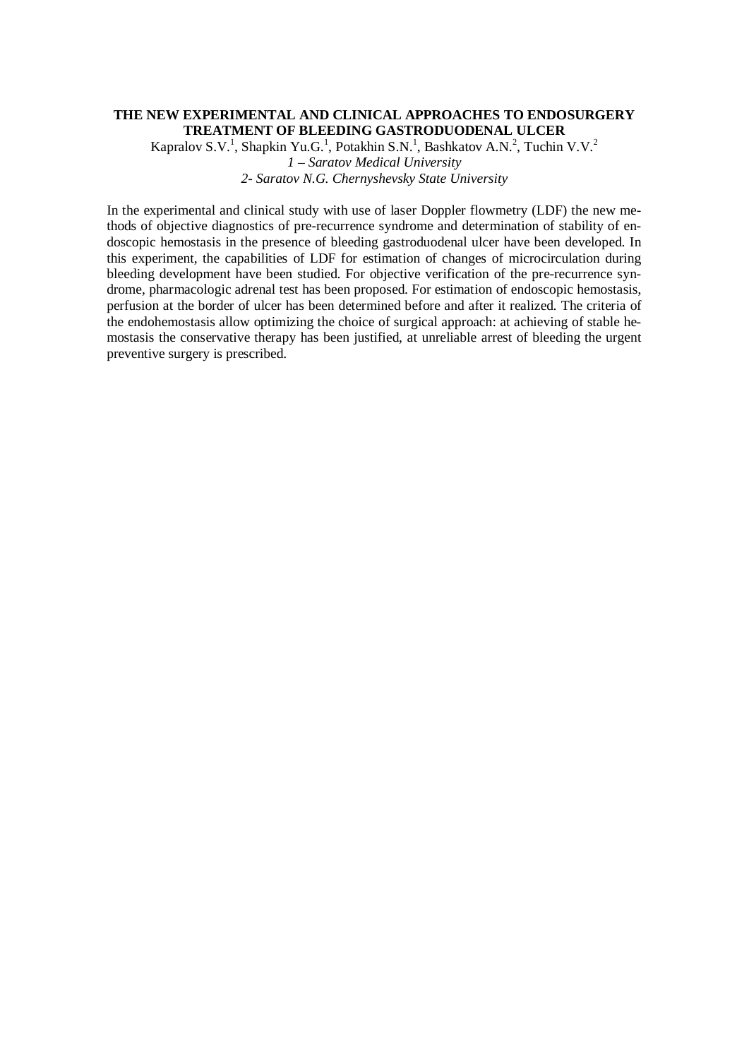# THE NEW EXPERIMENTAL AND CLINICAL APPROACHES TO ENDOSURGERY TREATMENT OF BLEEDING GASTRODUODENAL ULCER

Kapralov S.V.[1], Shapkin Yu.G.[1], Potakhin S.N.[1], Bashkatov A.N.[2], Tuchin V.V.[2]

*1 – Saratov Medical University*

*2- Saratov N.G. Chernyshevsky State University*

In the experimental and clinical study with use of laser Doppler flowmetry (LDF) the new methods of objective diagnostics of pre-recurrence syndrome and determination of stability of endoscopic hemostasis in the presence of bleeding gastroduodenal ulcer have been developed. In this experiment, the capabilities of LDF for estimation of changes of microcirculation during bleeding development have been studied. For objective verification of the pre-recurrence syndrome, pharmacologic adrenal test has been proposed. For estimation of endoscopic hemostasis, perfusion at the border of ulcer has been determined before and after it realized. The criteria of the endohemostasis allow optimizing the choice of surgical approach: at achieving of stable hemostasis the conservative therapy has been justified, at unreliable arrest of bleeding the urgent preventive surgery is prescribed.